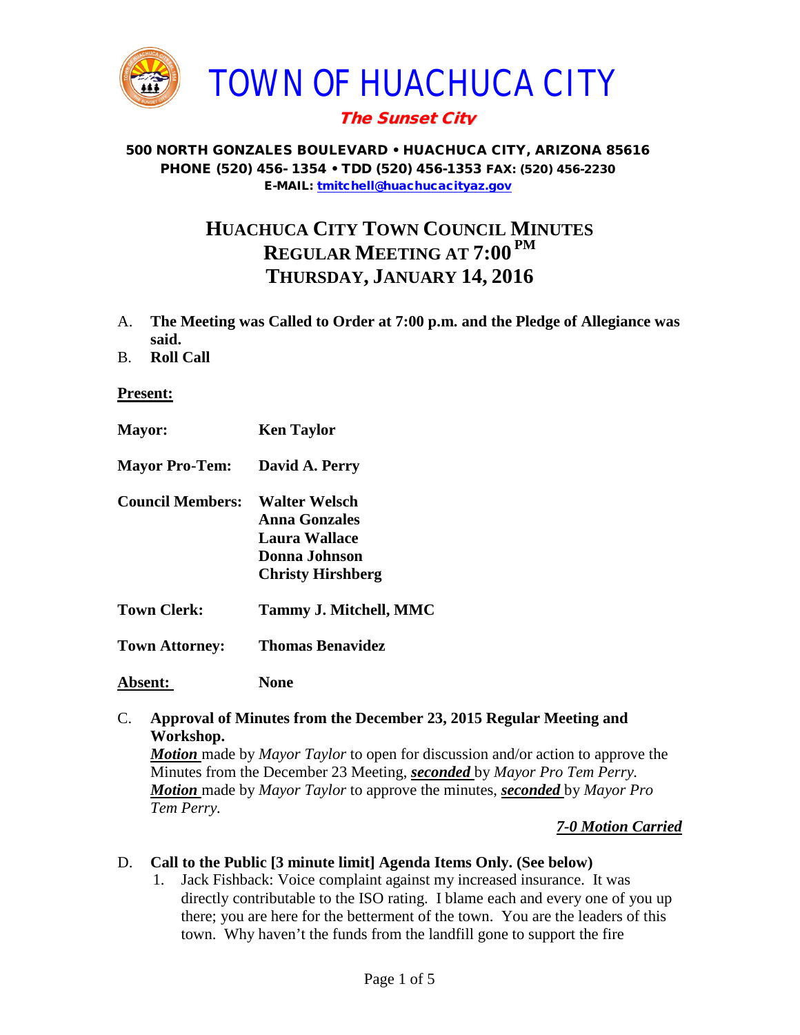# TOWN OF HUACHUCA CITY

***The Sunset City***

**500 NORTH GONZALES BOULEVARD • HUACHUCA CITY, ARIZONA 85616**
**PHONE (520) 456- 1354 • TDD (520) 456-1353 FAX: (520) 456-2230**
**E-MAIL: tmitchell@huachucacityaz.gov**

## HUACHUCA CITY TOWN COUNCIL MINUTES
## REGULAR MEETING AT 7:00 PM
## THURSDAY, JANUARY 14, 2016

A. **The Meeting was Called to Order at 7:00 p.m. and the Pledge of Allegiance was said.**

B. **Roll Call**

**Present:**

**Mayor:** **Ken Taylor**

**Mayor Pro-Tem:** **David A. Perry**

**Council Members:** **Walter Welsch**
**Anna Gonzales**
**Laura Wallace**
**Donna Johnson**
**Christy Hirshberg**

**Town Clerk:** **Tammy J. Mitchell, MMC**

**Town Attorney:** **Thomas Benavidez**

**Absent:** **None**

C. **Approval of Minutes from the December 23, 2015 Regular Meeting and Workshop.**
***Motion*** made by *Mayor Taylor* to open for discussion and/or action to approve the Minutes from the December 23 Meeting, ***seconded*** by *Mayor Pro Tem Perry.*
***Motion*** made by *Mayor Taylor* to approve the minutes, ***seconded*** by *Mayor Pro Tem Perry.*

***7-0 Motion Carried***

D. **Call to the Public [3 minute limit] Agenda Items Only. (See below)**
1. Jack Fishback: Voice complaint against my increased insurance. It was directly contributable to the ISO rating. I blame each and every one of you up there; you are here for the betterment of the town. You are the leaders of this town. Why haven't the funds from the landfill gone to support the fire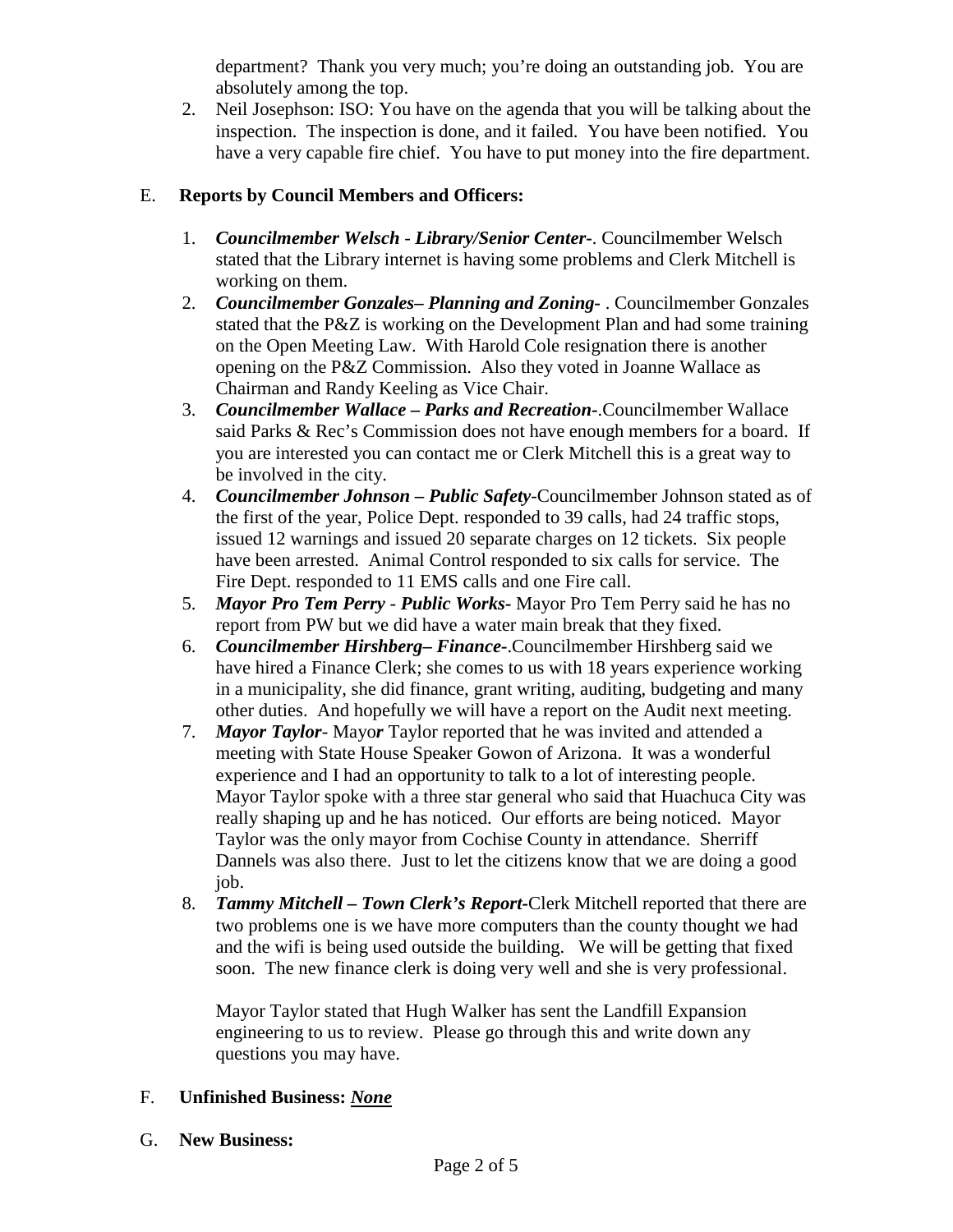department? Thank you very much; you're doing an outstanding job. You are absolutely among the top.

2. Neil Josephson: ISO: You have on the agenda that you will be talking about the inspection. The inspection is done, and it failed. You have been notified. You have a very capable fire chief. You have to put money into the fire department.

E. **Reports by Council Members and Officers:**

1. ***Councilmember Welsch - Library/Senior Center-***. Councilmember Welsch stated that the Library internet is having some problems and Clerk Mitchell is working on them.
2. ***Councilmember Gonzales– Planning and Zoning-*** . Councilmember Gonzales stated that the P&Z is working on the Development Plan and had some training on the Open Meeting Law. With Harold Cole resignation there is another opening on the P&Z Commission. Also they voted in Joanne Wallace as Chairman and Randy Keeling as Vice Chair.
3. ***Councilmember Wallace – Parks and Recreation-***.Councilmember Wallace said Parks & Rec's Commission does not have enough members for a board. If you are interested you can contact me or Clerk Mitchell this is a great way to be involved in the city.
4. ***Councilmember Johnson – Public Safety***-Councilmember Johnson stated as of the first of the year, Police Dept. responded to 39 calls, had 24 traffic stops, issued 12 warnings and issued 20 separate charges on 12 tickets. Six people have been arrested. Animal Control responded to six calls for service. The Fire Dept. responded to 11 EMS calls and one Fire call.
5. ***Mayor Pro Tem Perry - Public Works-*** Mayor Pro Tem Perry said he has no report from PW but we did have a water main break that they fixed.
6. ***Councilmember Hirshberg– Finance-***.Councilmember Hirshberg said we have hired a Finance Clerk; she comes to us with 18 years experience working in a municipality, she did finance, grant writing, auditing, budgeting and many other duties. And hopefully we will have a report on the Audit next meeting.
7. ***Mayor Taylor***- Mayo***r*** Taylor reported that he was invited and attended a meeting with State House Speaker Gowon of Arizona. It was a wonderful experience and I had an opportunity to talk to a lot of interesting people. Mayor Taylor spoke with a three star general who said that Huachuca City was really shaping up and he has noticed. Our efforts are being noticed. Mayor Taylor was the only mayor from Cochise County in attendance. Sherriff Dannels was also there. Just to let the citizens know that we are doing a good job.
8. ***Tammy Mitchell – Town Clerk's Report-***Clerk Mitchell reported that there are two problems one is we have more computers than the county thought we had and the wifi is being used outside the building. We will be getting that fixed soon. The new finance clerk is doing very well and she is very professional.

   Mayor Taylor stated that Hugh Walker has sent the Landfill Expansion engineering to us to review. Please go through this and write down any questions you may have.

F. **Unfinished Business: *<u>None</u>***

G. **New Business:**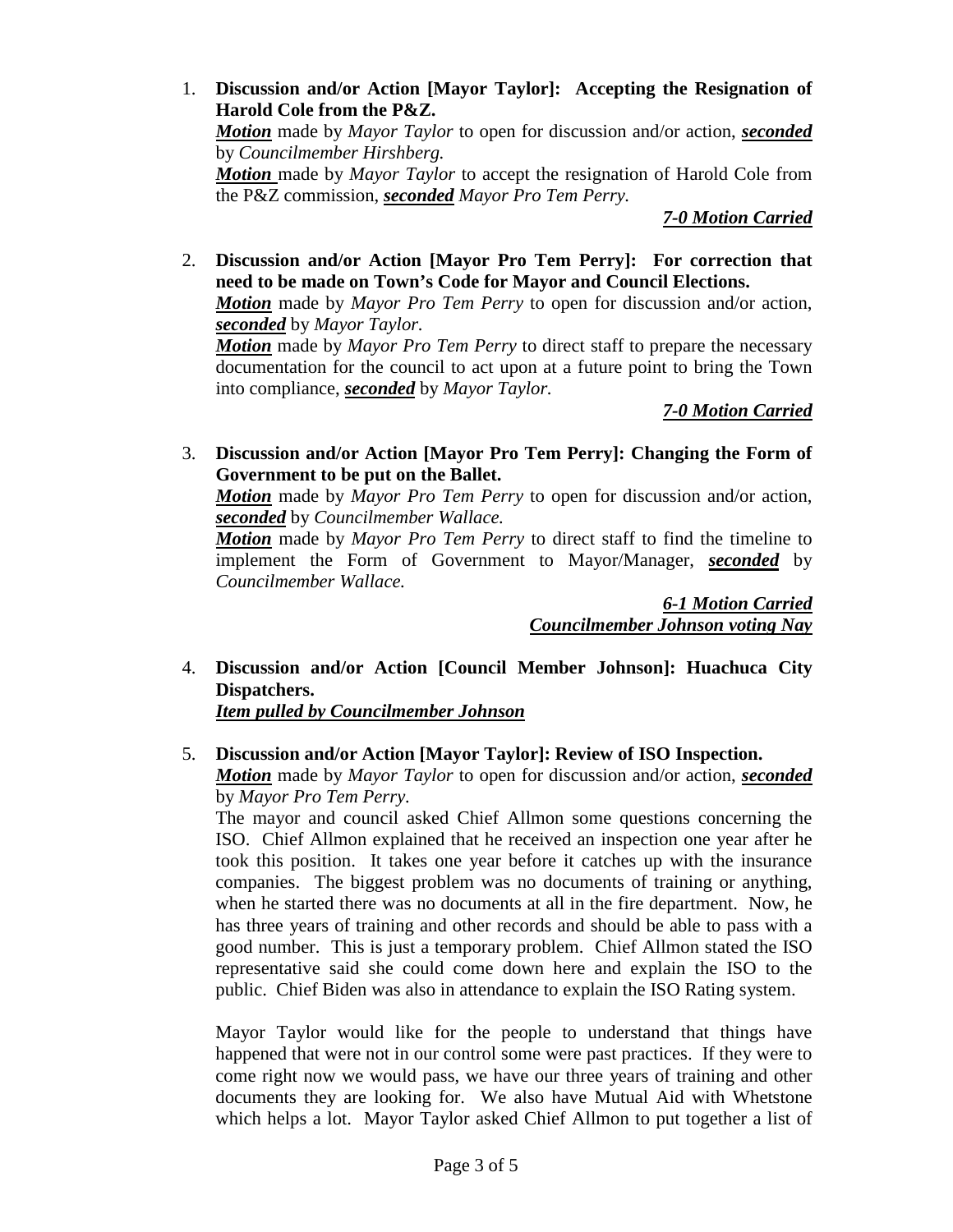1. **Discussion and/or Action [Mayor Taylor]: Accepting the Resignation of Harold Cole from the P&Z.**
   ***Motion*** made by *Mayor Taylor* to open for discussion and/or action, ***seconded*** by *Councilmember Hirshberg.*
   ***Motion*** made by *Mayor Taylor* to accept the resignation of Harold Cole from the P&Z commission, ***seconded*** *Mayor Pro Tem Perry.*

   ***7-0 Motion Carried***

2. **Discussion and/or Action [Mayor Pro Tem Perry]: For correction that need to be made on Town's Code for Mayor and Council Elections.**
   ***Motion*** made by *Mayor Pro Tem Perry* to open for discussion and/or action, ***seconded*** by *Mayor Taylor.*
   ***Motion*** made by *Mayor Pro Tem Perry* to direct staff to prepare the necessary documentation for the council to act upon at a future point to bring the Town into compliance, ***seconded*** by *Mayor Taylor.*

   ***7-0 Motion Carried***

3. **Discussion and/or Action [Mayor Pro Tem Perry]: Changing the Form of Government to be put on the Ballet.**
   ***Motion*** made by *Mayor Pro Tem Perry* to open for discussion and/or action, ***seconded*** by *Councilmember Wallace.*
   ***Motion*** made by *Mayor Pro Tem Perry* to direct staff to find the timeline to implement the Form of Government to Mayor/Manager, ***seconded*** by *Councilmember Wallace.*

   ***6-1 Motion Carried***
   ***Councilmember Johnson voting Nay***

4. **Discussion and/or Action [Council Member Johnson]: Huachuca City Dispatchers.**
   ***Item pulled by Councilmember Johnson***

5. **Discussion and/or Action [Mayor Taylor]: Review of ISO Inspection.**
   ***Motion*** made by *Mayor Taylor* to open for discussion and/or action, ***seconded*** by *Mayor Pro Tem Perry.*
   The mayor and council asked Chief Allmon some questions concerning the ISO. Chief Allmon explained that he received an inspection one year after he took this position. It takes one year before it catches up with the insurance companies. The biggest problem was no documents of training or anything, when he started there was no documents at all in the fire department. Now, he has three years of training and other records and should be able to pass with a good number. This is just a temporary problem. Chief Allmon stated the ISO representative said she could come down here and explain the ISO to the public. Chief Biden was also in attendance to explain the ISO Rating system.

   Mayor Taylor would like for the people to understand that things have happened that were not in our control some were past practices. If they were to come right now we would pass, we have our three years of training and other documents they are looking for. We also have Mutual Aid with Whetstone which helps a lot. Mayor Taylor asked Chief Allmon to put together a list of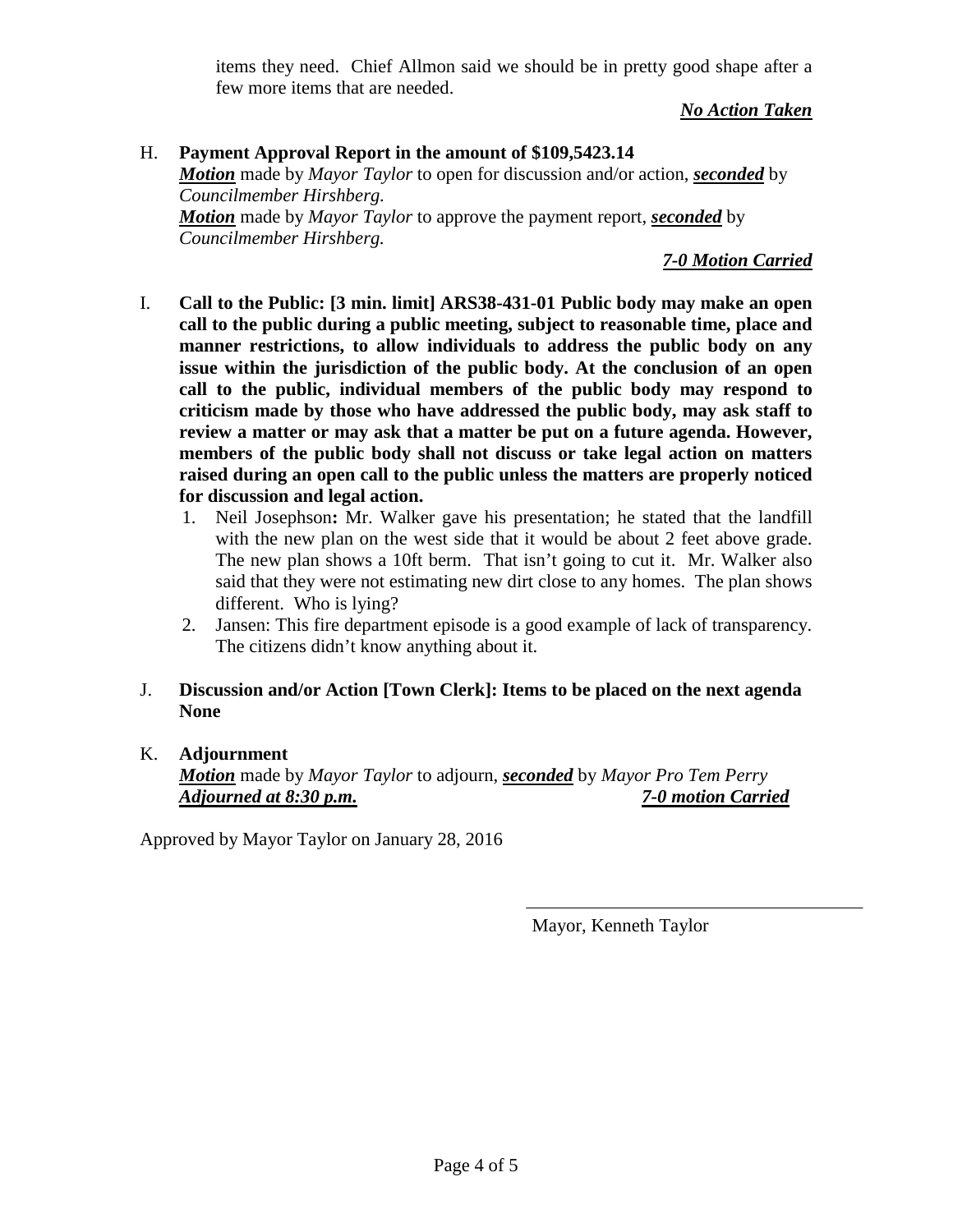items they need. Chief Allmon said we should be in pretty good shape after a few more items that are needed.

***No Action Taken***

H. **Payment Approval Report in the amount of $109,5423.14**
***Motion*** made by *Mayor Taylor* to open for discussion and/or action, ***seconded*** by *Councilmember Hirshberg.*
***Motion*** made by *Mayor Taylor* to approve the payment report, ***seconded*** by *Councilmember Hirshberg.*

***7-0 Motion Carried***

I. **Call to the Public: [3 min. limit] ARS38-431-01 Public body may make an open call to the public during a public meeting, subject to reasonable time, place and manner restrictions, to allow individuals to address the public body on any issue within the jurisdiction of the public body. At the conclusion of an open call to the public, individual members of the public body may respond to criticism made by those who have addressed the public body, may ask staff to review a matter or may ask that a matter be put on a future agenda. However, members of the public body shall not discuss or take legal action on matters raised during an open call to the public unless the matters are properly noticed for discussion and legal action.**
   1. Neil Josephson**:** Mr. Walker gave his presentation; he stated that the landfill with the new plan on the west side that it would be about 2 feet above grade. The new plan shows a 10ft berm. That isn't going to cut it. Mr. Walker also said that they were not estimating new dirt close to any homes. The plan shows different. Who is lying?
   2. Jansen: This fire department episode is a good example of lack of transparency. The citizens didn't know anything about it.

J. **Discussion and/or Action [Town Clerk]: Items to be placed on the next agenda None**

K. **Adjournment**
***Motion*** made by *Mayor Taylor* to adjourn, ***seconded*** by *Mayor Pro Tem Perry*
***Adjourned at 8:30 p.m.*** ***7-0 motion Carried***

Approved by Mayor Taylor on January 28, 2016

\_\_\_\_\_\_\_\_\_\_\_\_\_\_\_\_\_\_\_\_\_\_\_\_\_\_\_\_\_\_\_\_\_\_\_\_
Mayor, Kenneth Taylor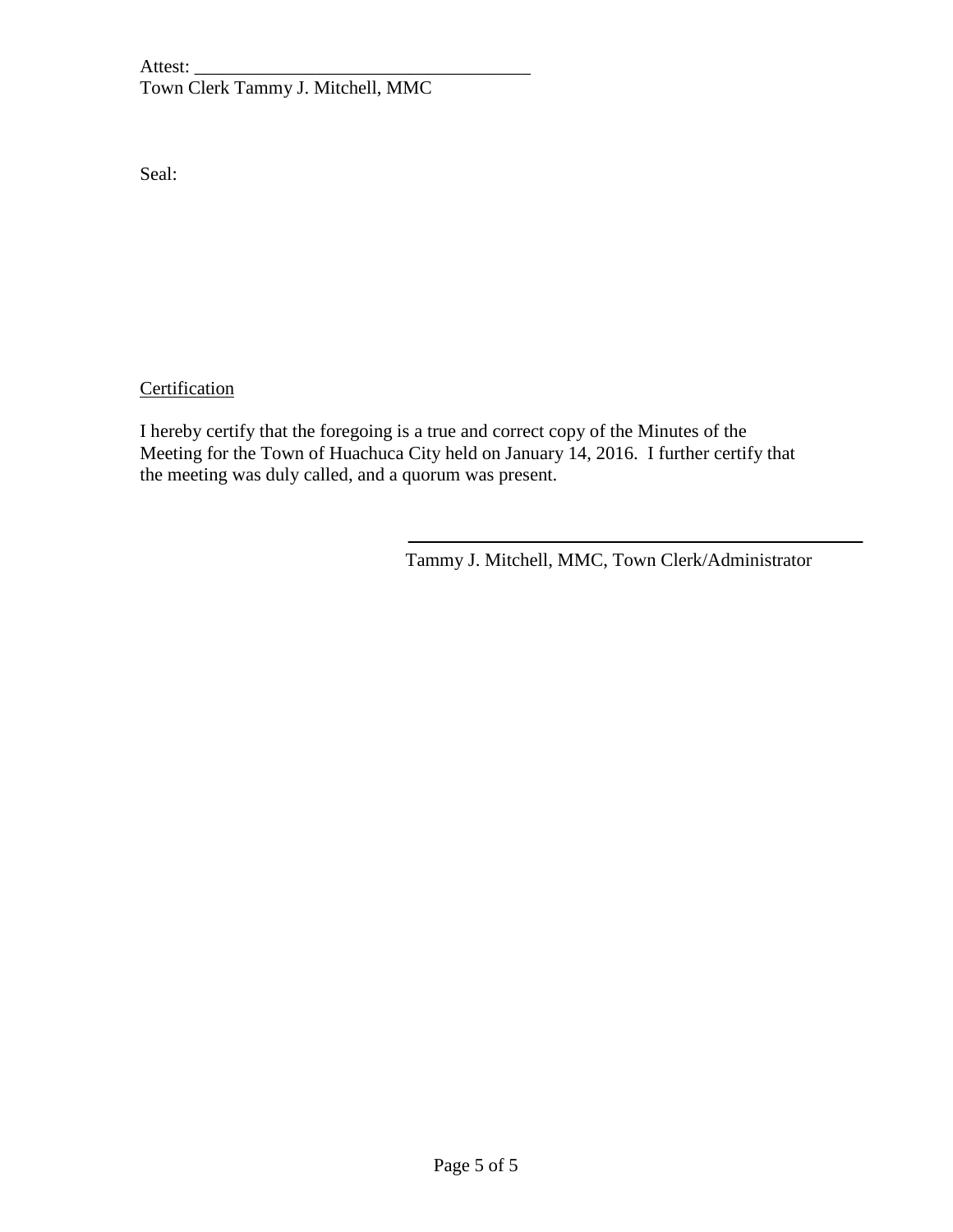Attest: ____________________________________
Town Clerk Tammy J. Mitchell, MMC

Seal:

Certification

I hereby certify that the foregoing is a true and correct copy of the Minutes of the Meeting for the Town of Huachuca City held on January 14, 2016. I further certify that the meeting was duly called, and a quorum was present.

____________________________________

Tammy J. Mitchell, MMC, Town Clerk/Administrator